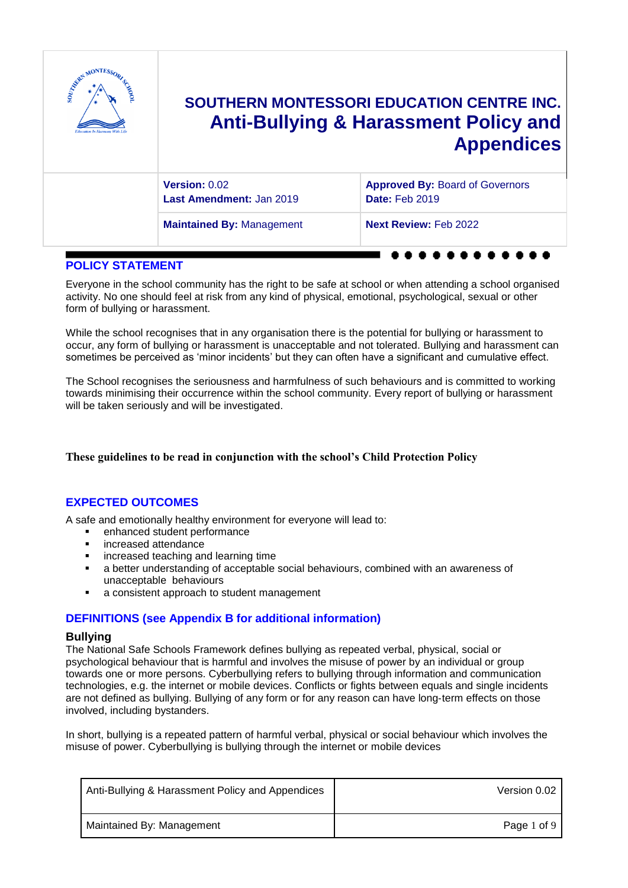# SOUTHERN MONTESSORI EDUCATION CENTRE INC.
# Anti-Bullying & Harassment Policy and Appendices

| **Version:** 0.02<br>**Last Amendment:** Jan 2019 | **Approved By:** Board of Governors<br>**Date:** Feb 2019 |
|---|---|
| **Maintained By:** Management | **Next Review:** Feb 2022 |

## POLICY STATEMENT

Everyone in the school community has the right to be safe at school or when attending a school organised activity. No one should feel at risk from any kind of physical, emotional, psychological, sexual or other form of bullying or harassment.

While the school recognises that in any organisation there is the potential for bullying or harassment to occur, any form of bullying or harassment is unacceptable and not tolerated. Bullying and harassment can sometimes be perceived as 'minor incidents' but they can often have a significant and cumulative effect.

The School recognises the seriousness and harmfulness of such behaviours and is committed to working towards minimising their occurrence within the school community. Every report of bullying or harassment will be taken seriously and will be investigated.

**These guidelines to be read in conjunction with the school's Child Protection Policy**

## EXPECTED OUTCOMES

A safe and emotionally healthy environment for everyone will lead to:

- enhanced student performance
- increased attendance
- increased teaching and learning time
- a better understanding of acceptable social behaviours, combined with an awareness of unacceptable behaviours
- a consistent approach to student management

## DEFINITIONS (see Appendix B for additional information)

### Bullying

The National Safe Schools Framework defines bullying as repeated verbal, physical, social or psychological behaviour that is harmful and involves the misuse of power by an individual or group towards one or more persons. Cyberbullying refers to bullying through information and communication technologies, e.g. the internet or mobile devices. Conflicts or fights between equals and single incidents are not defined as bullying. Bullying of any form or for any reason can have long-term effects on those involved, including bystanders.

In short, bullying is a repeated pattern of harmful verbal, physical or social behaviour which involves the misuse of power. Cyberbullying is bullying through the internet or mobile devices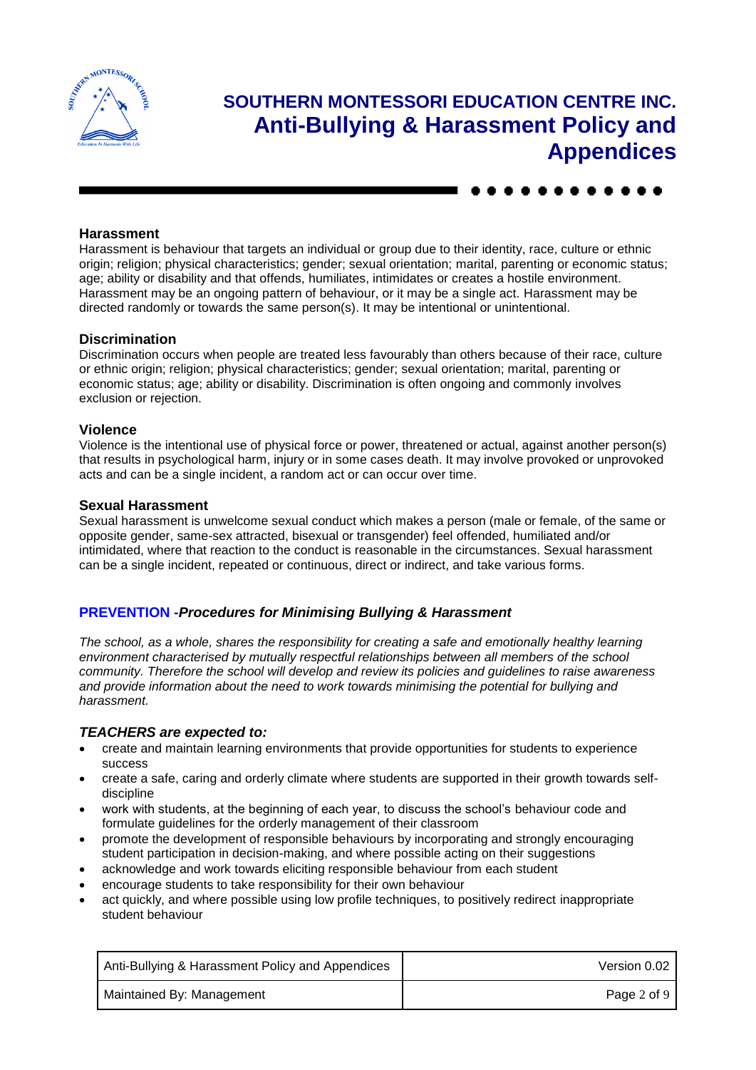### Harassment

Harassment is behaviour that targets an individual or group due to their identity, race, culture or ethnic origin; religion; physical characteristics; gender; sexual orientation; marital, parenting or economic status; age; ability or disability and that offends, humiliates, intimidates or creates a hostile environment. Harassment may be an ongoing pattern of behaviour, or it may be a single act. Harassment may be directed randomly or towards the same person(s). It may be intentional or unintentional.

### Discrimination

Discrimination occurs when people are treated less favourably than others because of their race, culture or ethnic origin; religion; physical characteristics; gender; sexual orientation; marital, parenting or economic status; age; ability or disability. Discrimination is often ongoing and commonly involves exclusion or rejection.

### Violence

Violence is the intentional use of physical force or power, threatened or actual, against another person(s) that results in psychological harm, injury or in some cases death. It may involve provoked or unprovoked acts and can be a single incident, a random act or can occur over time.

### Sexual Harassment

Sexual harassment is unwelcome sexual conduct which makes a person (male or female, of the same or opposite gender, same-sex attracted, bisexual or transgender) feel offended, humiliated and/or intimidated, where that reaction to the conduct is reasonable in the circumstances. Sexual harassment can be a single incident, repeated or continuous, direct or indirect, and take various forms.

## PREVENTION -*Procedures for Minimising Bullying & Harassment*

*The school, as a whole, shares the responsibility for creating a safe and emotionally healthy learning environment characterised by mutually respectful relationships between all members of the school community. Therefore the school will develop and review its policies and guidelines to raise awareness and provide information about the need to work towards minimising the potential for bullying and harassment.*

### *TEACHERS are expected to:*

- create and maintain learning environments that provide opportunities for students to experience success
- create a safe, caring and orderly climate where students are supported in their growth towards self-discipline
- work with students, at the beginning of each year, to discuss the school's behaviour code and formulate guidelines for the orderly management of their classroom
- promote the development of responsible behaviours by incorporating and strongly encouraging student participation in decision-making, and where possible acting on their suggestions
- acknowledge and work towards eliciting responsible behaviour from each student
- encourage students to take responsibility for their own behaviour
- act quickly, and where possible using low profile techniques, to positively redirect inappropriate student behaviour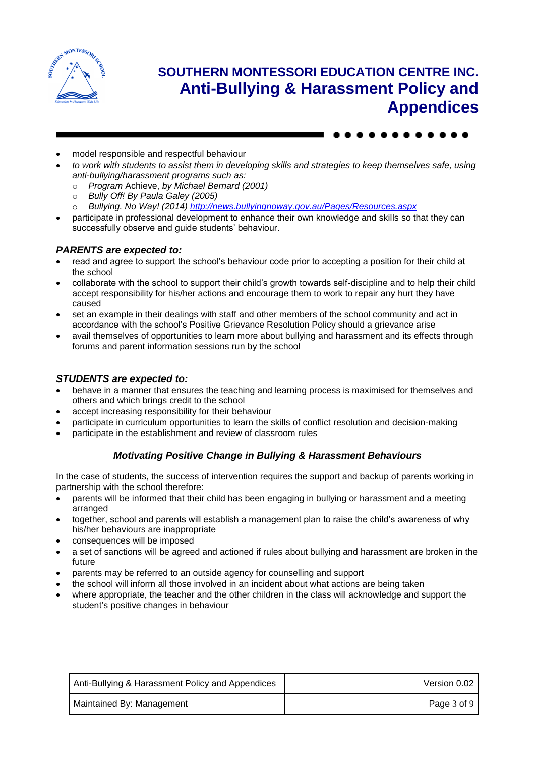- model responsible and respectful behaviour
- *to work with students to assist them in developing skills and strategies to keep themselves safe, using anti-bullying/harassment programs such as:*
  - *Program* Achieve, *by Michael Bernard (2001)*
  - *Bully Off! By Paula Galey (2005)*
  - *Bullying. No Way! (2014) [http://news.bullyingnoway.gov.au/Pages/Resources.aspx](http://news.bullyingnoway.gov.au/Pages/Resources.aspx)*
- participate in professional development to enhance their own knowledge and skills so that they can successfully observe and guide students' behaviour.

### *PARENTS are expected to:*

- read and agree to support the school's behaviour code prior to accepting a position for their child at the school
- collaborate with the school to support their child's growth towards self-discipline and to help their child accept responsibility for his/her actions and encourage them to work to repair any hurt they have caused
- set an example in their dealings with staff and other members of the school community and act in accordance with the school's Positive Grievance Resolution Policy should a grievance arise
- avail themselves of opportunities to learn more about bullying and harassment and its effects through forums and parent information sessions run by the school

### *STUDENTS are expected to:*

- behave in a manner that ensures the teaching and learning process is maximised for themselves and others and which brings credit to the school
- accept increasing responsibility for their behaviour
- participate in curriculum opportunities to learn the skills of conflict resolution and decision-making
- participate in the establishment and review of classroom rules

## *Motivating Positive Change in Bullying & Harassment Behaviours*

In the case of students, the success of intervention requires the support and backup of parents working in partnership with the school therefore:

- parents will be informed that their child has been engaging in bullying or harassment and a meeting arranged
- together, school and parents will establish a management plan to raise the child's awareness of why his/her behaviours are inappropriate
- consequences will be imposed
- a set of sanctions will be agreed and actioned if rules about bullying and harassment are broken in the future
- parents may be referred to an outside agency for counselling and support
- the school will inform all those involved in an incident about what actions are being taken
- where appropriate, the teacher and the other children in the class will acknowledge and support the student's positive changes in behaviour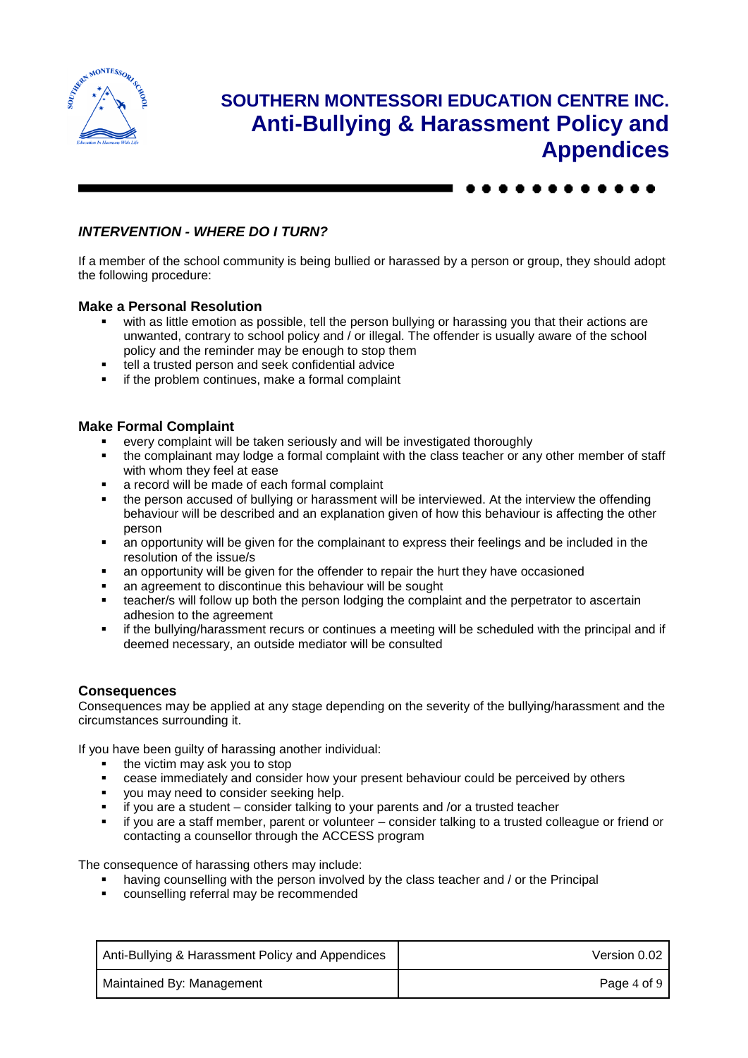### *INTERVENTION - WHERE DO I TURN?*

If a member of the school community is being bullied or harassed by a person or group, they should adopt the following procedure:

#### Make a Personal Resolution

- with as little emotion as possible, tell the person bullying or harassing you that their actions are unwanted, contrary to school policy and / or illegal. The offender is usually aware of the school policy and the reminder may be enough to stop them
- tell a trusted person and seek confidential advice
- if the problem continues, make a formal complaint

#### Make Formal Complaint

- every complaint will be taken seriously and will be investigated thoroughly
- the complainant may lodge a formal complaint with the class teacher or any other member of staff with whom they feel at ease
- a record will be made of each formal complaint
- the person accused of bullying or harassment will be interviewed. At the interview the offending behaviour will be described and an explanation given of how this behaviour is affecting the other person
- an opportunity will be given for the complainant to express their feelings and be included in the resolution of the issue/s
- an opportunity will be given for the offender to repair the hurt they have occasioned
- an agreement to discontinue this behaviour will be sought
- teacher/s will follow up both the person lodging the complaint and the perpetrator to ascertain adhesion to the agreement
- if the bullying/harassment recurs or continues a meeting will be scheduled with the principal and if deemed necessary, an outside mediator will be consulted

#### Consequences

Consequences may be applied at any stage depending on the severity of the bullying/harassment and the circumstances surrounding it.

If you have been guilty of harassing another individual:

- the victim may ask you to stop
- cease immediately and consider how your present behaviour could be perceived by others
- you may need to consider seeking help.
- if you are a student – consider talking to your parents and /or a trusted teacher
- if you are a staff member, parent or volunteer – consider talking to a trusted colleague or friend or contacting a counsellor through the ACCESS program

The consequence of harassing others may include:

- having counselling with the person involved by the class teacher and / or the Principal
- counselling referral may be recommended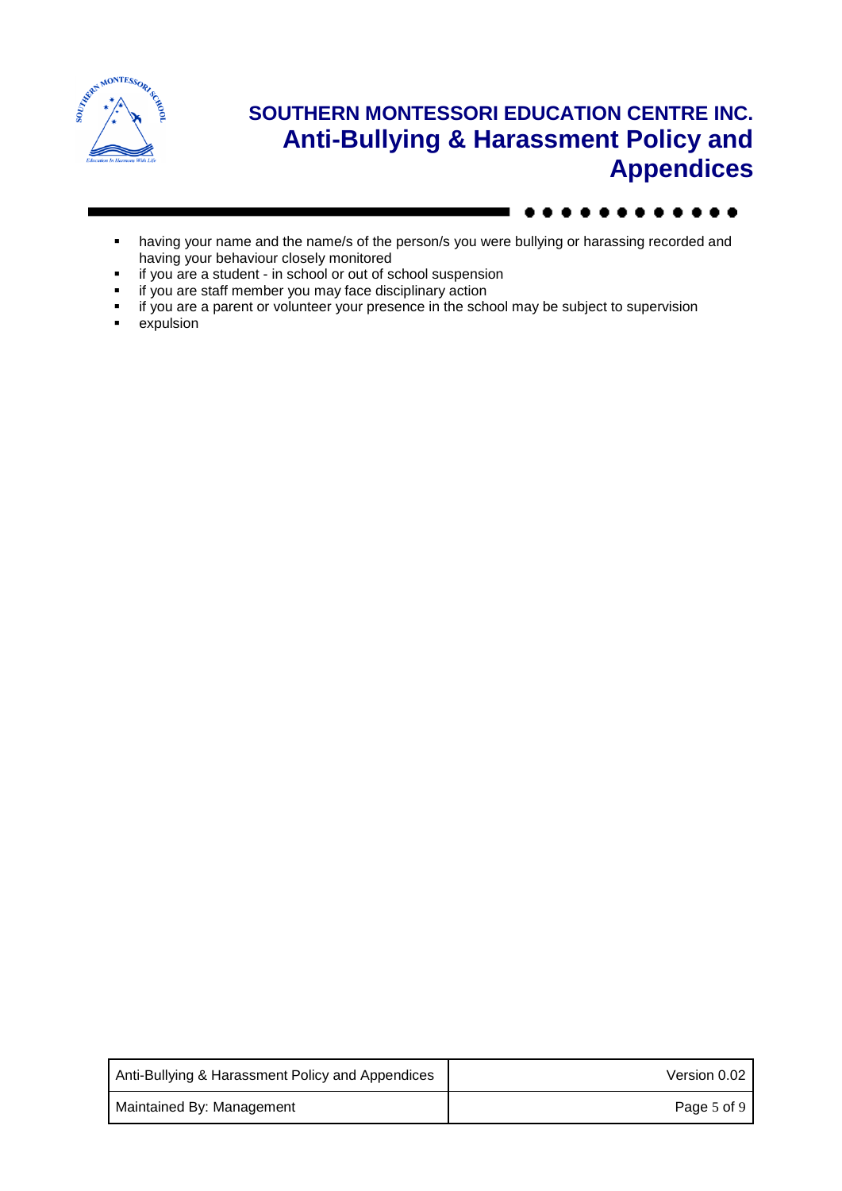- having your name and the name/s of the person/s you were bullying or harassing recorded and having your behaviour closely monitored
- if you are a student - in school or out of school suspension
- if you are staff member you may face disciplinary action
- if you are a parent or volunteer your presence in the school may be subject to supervision
- expulsion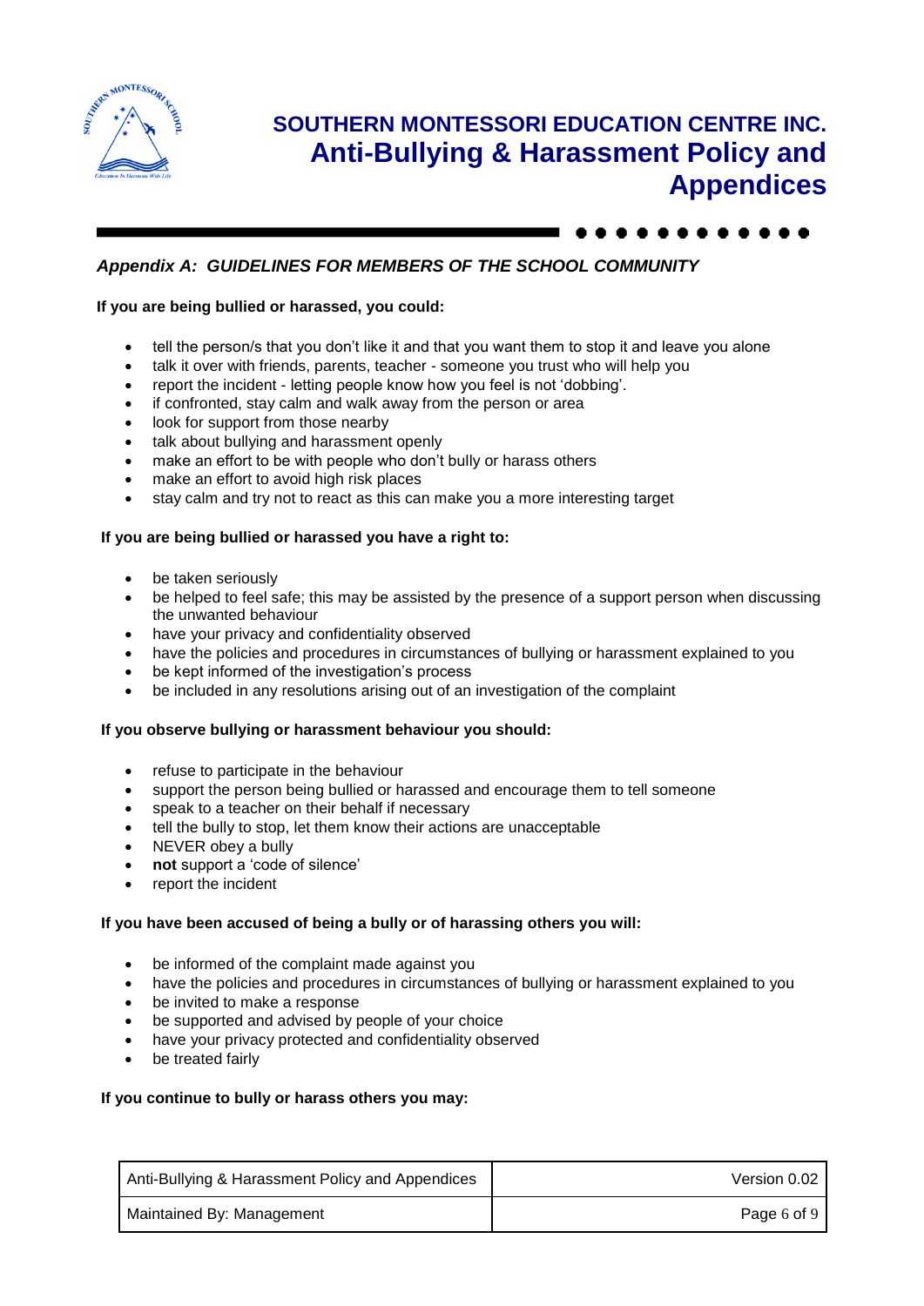## *Appendix A: GUIDELINES FOR MEMBERS OF THE SCHOOL COMMUNITY*

**If you are being bullied or harassed, you could:**

- tell the person/s that you don't like it and that you want them to stop it and leave you alone
- talk it over with friends, parents, teacher - someone you trust who will help you
- report the incident - letting people know how you feel is not 'dobbing'.
- if confronted, stay calm and walk away from the person or area
- look for support from those nearby
- talk about bullying and harassment openly
- make an effort to be with people who don't bully or harass others
- make an effort to avoid high risk places
- stay calm and try not to react as this can make you a more interesting target

**If you are being bullied or harassed you have a right to:**

- be taken seriously
- be helped to feel safe; this may be assisted by the presence of a support person when discussing the unwanted behaviour
- have your privacy and confidentiality observed
- have the policies and procedures in circumstances of bullying or harassment explained to you
- be kept informed of the investigation's process
- be included in any resolutions arising out of an investigation of the complaint

**If you observe bullying or harassment behaviour you should:**

- refuse to participate in the behaviour
- support the person being bullied or harassed and encourage them to tell someone
- speak to a teacher on their behalf if necessary
- tell the bully to stop, let them know their actions are unacceptable
- NEVER obey a bully
- **not** support a 'code of silence'
- report the incident

**If you have been accused of being a bully or of harassing others you will:**

- be informed of the complaint made against you
- have the policies and procedures in circumstances of bullying or harassment explained to you
- be invited to make a response
- be supported and advised by people of your choice
- have your privacy protected and confidentiality observed
- be treated fairly

**If you continue to bully or harass others you may:**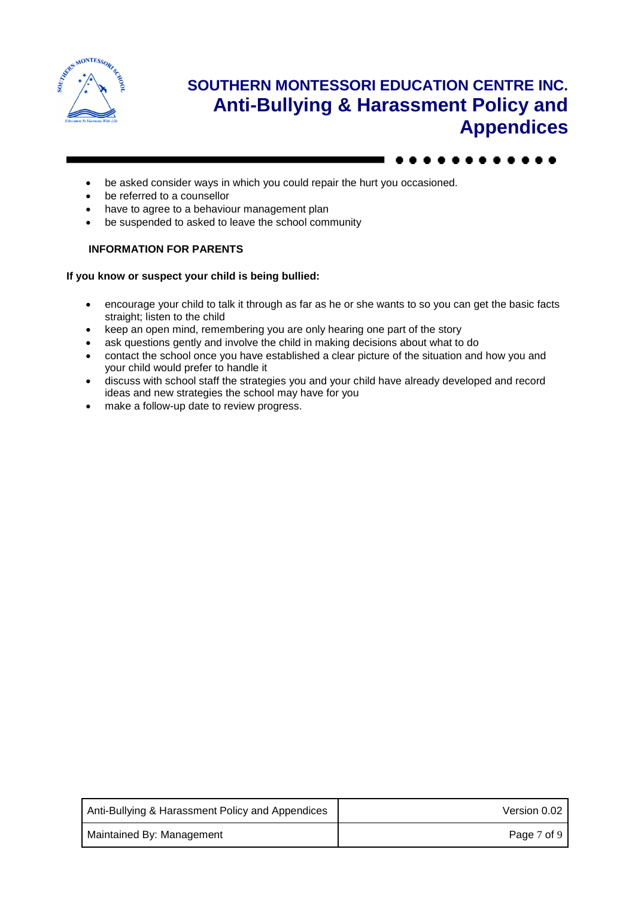- be asked consider ways in which you could repair the hurt you occasioned.
- be referred to a counsellor
- have to agree to a behaviour management plan
- be suspended to asked to leave the school community

**INFORMATION FOR PARENTS**

**If you know or suspect your child is being bullied:**

- encourage your child to talk it through as far as he or she wants to so you can get the basic facts straight; listen to the child
- keep an open mind, remembering you are only hearing one part of the story
- ask questions gently and involve the child in making decisions about what to do
- contact the school once you have established a clear picture of the situation and how you and your child would prefer to handle it
- discuss with school staff the strategies you and your child have already developed and record ideas and new strategies the school may have for you
- make a follow-up date to review progress.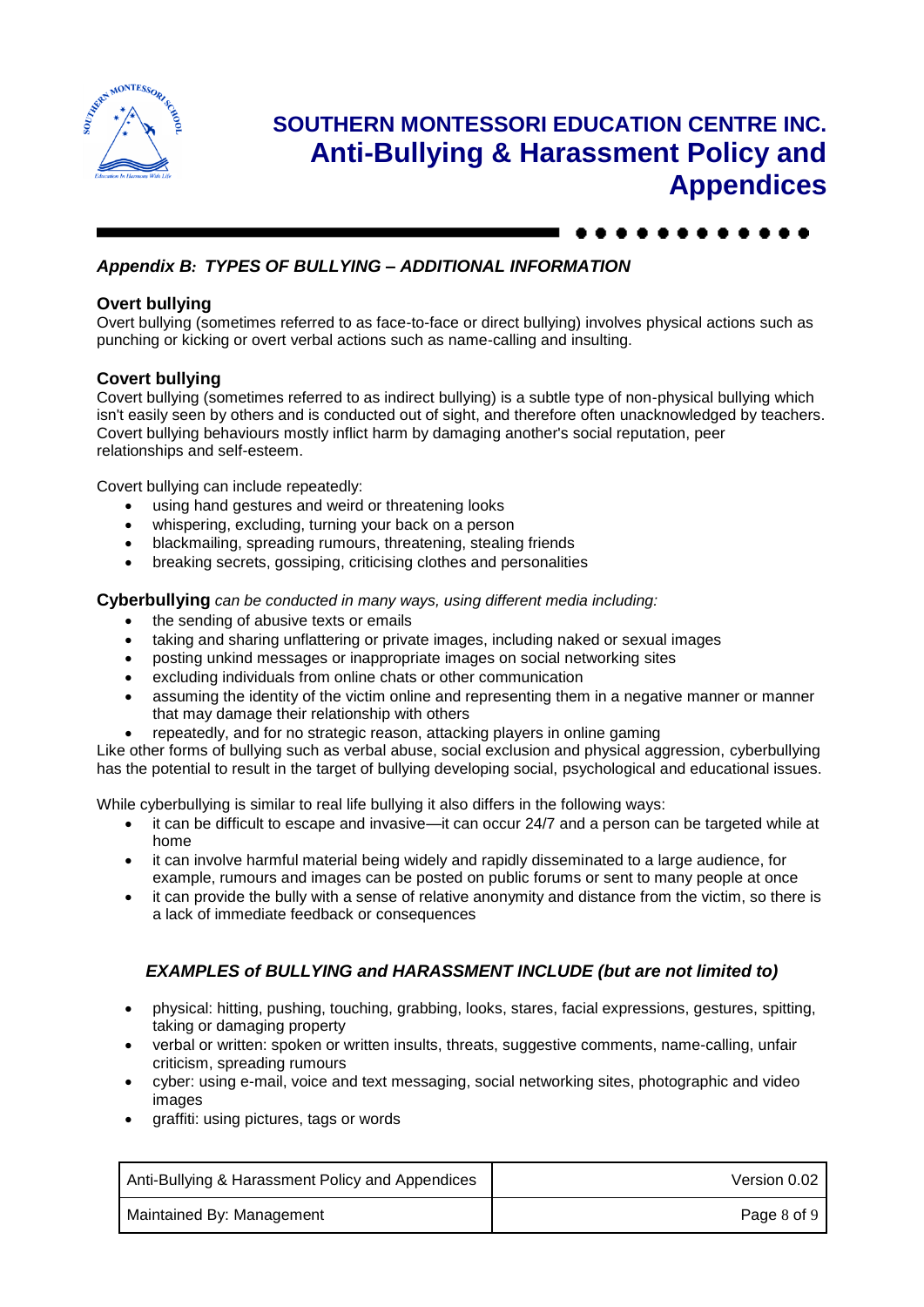### *Appendix B: TYPES OF BULLYING – ADDITIONAL INFORMATION*

**Overt bullying**

Overt bullying (sometimes referred to as face-to-face or direct bullying) involves physical actions such as punching or kicking or overt verbal actions such as name-calling and insulting.

**Covert bullying**

Covert bullying (sometimes referred to as indirect bullying) is a subtle type of non-physical bullying which isn't easily seen by others and is conducted out of sight, and therefore often unacknowledged by teachers. Covert bullying behaviours mostly inflict harm by damaging another's social reputation, peer relationships and self-esteem.

Covert bullying can include repeatedly:

- using hand gestures and weird or threatening looks
- whispering, excluding, turning your back on a person
- blackmailing, spreading rumours, threatening, stealing friends
- breaking secrets, gossiping, criticising clothes and personalities

**Cyberbullying** *can be conducted in many ways, using different media including:*

- the sending of abusive texts or emails
- taking and sharing unflattering or private images, including naked or sexual images
- posting unkind messages or inappropriate images on social networking sites
- excluding individuals from online chats or other communication
- assuming the identity of the victim online and representing them in a negative manner or manner that may damage their relationship with others
- repeatedly, and for no strategic reason, attacking players in online gaming

Like other forms of bullying such as verbal abuse, social exclusion and physical aggression, cyberbullying has the potential to result in the target of bullying developing social, psychological and educational issues.

While cyberbullying is similar to real life bullying it also differs in the following ways:

- it can be difficult to escape and invasive—it can occur 24/7 and a person can be targeted while at home
- it can involve harmful material being widely and rapidly disseminated to a large audience, for example, rumours and images can be posted on public forums or sent to many people at once
- it can provide the bully with a sense of relative anonymity and distance from the victim, so there is a lack of immediate feedback or consequences

### *EXAMPLES of BULLYING and HARASSMENT INCLUDE (but are not limited to)*

- physical: hitting, pushing, touching, grabbing, looks, stares, facial expressions, gestures, spitting, taking or damaging property
- verbal or written: spoken or written insults, threats, suggestive comments, name-calling, unfair criticism, spreading rumours
- cyber: using e-mail, voice and text messaging, social networking sites, photographic and video images
- graffiti: using pictures, tags or words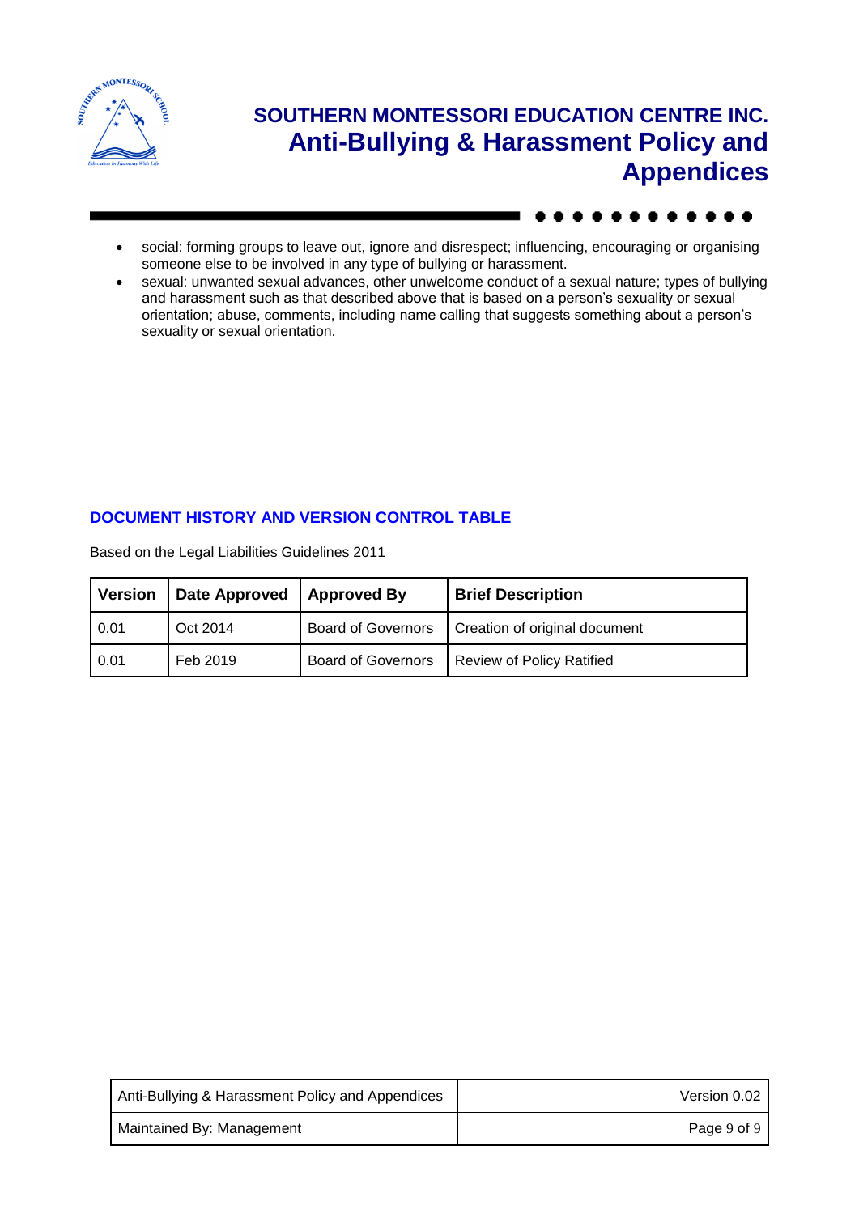- social: forming groups to leave out, ignore and disrespect; influencing, encouraging or organising someone else to be involved in any type of bullying or harassment.
- sexual: unwanted sexual advances, other unwelcome conduct of a sexual nature; types of bullying and harassment such as that described above that is based on a person's sexuality or sexual orientation; abuse, comments, including name calling that suggests something about a person's sexuality or sexual orientation.

## DOCUMENT HISTORY AND VERSION CONTROL TABLE

Based on the Legal Liabilities Guidelines 2011

| Version | Date Approved | Approved By | Brief Description |
|---|---|---|---|
| 0.01 | Oct 2014 | Board of Governors | Creation of original document |
| 0.01 | Feb 2019 | Board of Governors | Review of Policy Ratified |